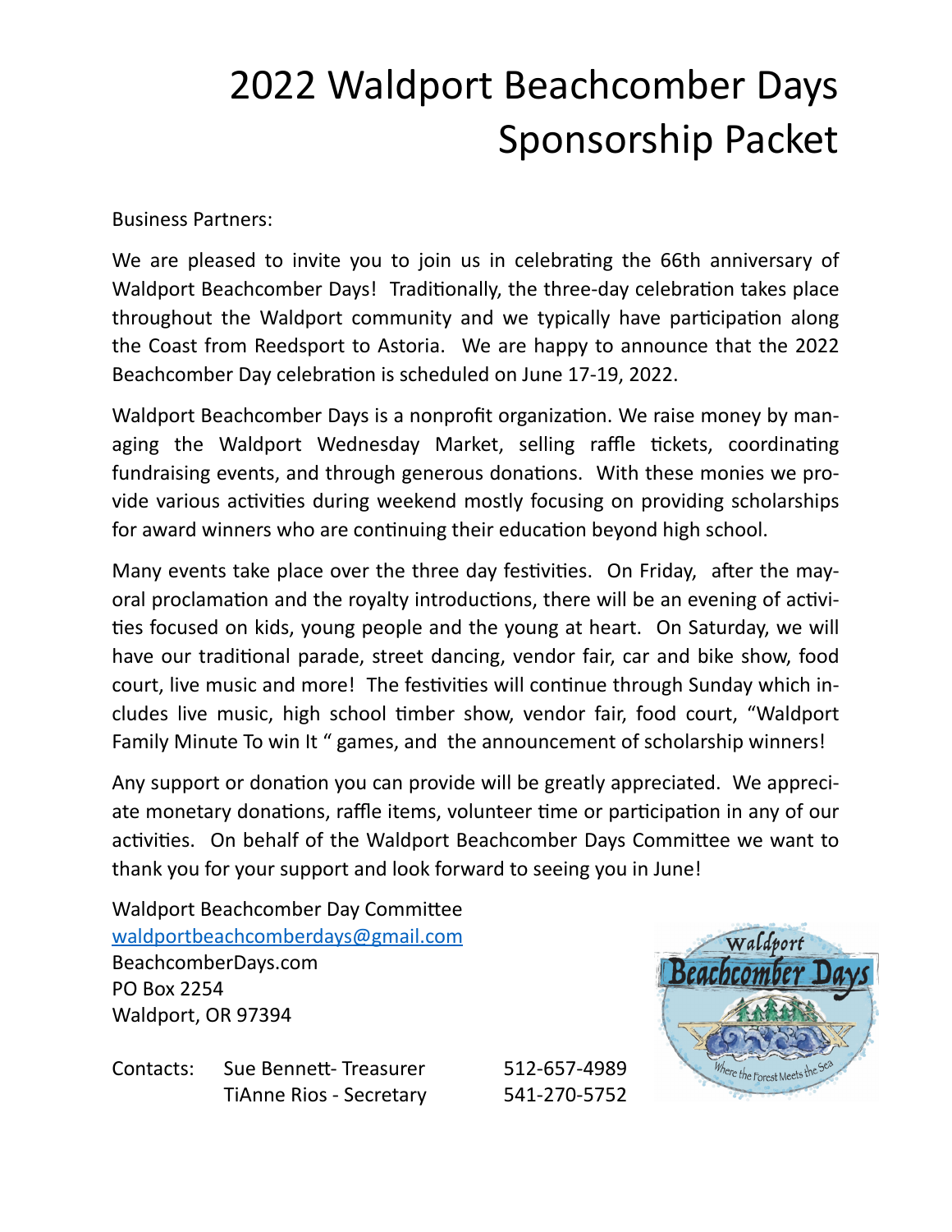# 2022 Waldport Beachcomber Days Sponsorship Packet

Business Partners:

We are pleased to invite you to join us in celebrating the 66th anniversary of Waldport Beachcomber Days! Traditionally, the three-day celebration takes place throughout the Waldport community and we typically have participation along the Coast from Reedsport to Astoria. We are happy to announce that the 2022 Beachcomber Day celebration is scheduled on June 17-19, 2022.

Waldport Beachcomber Days is a nonprofit organization. We raise money by managing the Waldport Wednesday Market, selling raffle tickets, coordinating fundraising events, and through generous donations. With these monies we provide various activities during weekend mostly focusing on providing scholarships for award winners who are continuing their education beyond high school.

Many events take place over the three day festivities. On Friday, after the mayoral proclamation and the royalty introductions, there will be an evening of activities focused on kids, young people and the young at heart. On Saturday, we will have our traditional parade, street dancing, vendor fair, car and bike show, food court, live music and more! The festivities will continue through Sunday which includes live music, high school timber show, vendor fair, food court, "Waldport Family Minute To win It " games, and the announcement of scholarship winners!

Any support or donation you can provide will be greatly appreciated. We appreciate monetary donations, raffle items, volunteer time or participation in any of our activities. On behalf of the Waldport Beachcomber Days Committee we want to thank you for your support and look forward to seeing you in June!

Waldport Beachcomber Day Committee
waldportbeachcomberdays@gmail.com
BeachcomberDays.com
PO Box 2254
Waldport, OR 97394

Contacts: Sue Bennett- Treasurer 512-657-4989
TiAnne Rios - Secretary 541-270-5752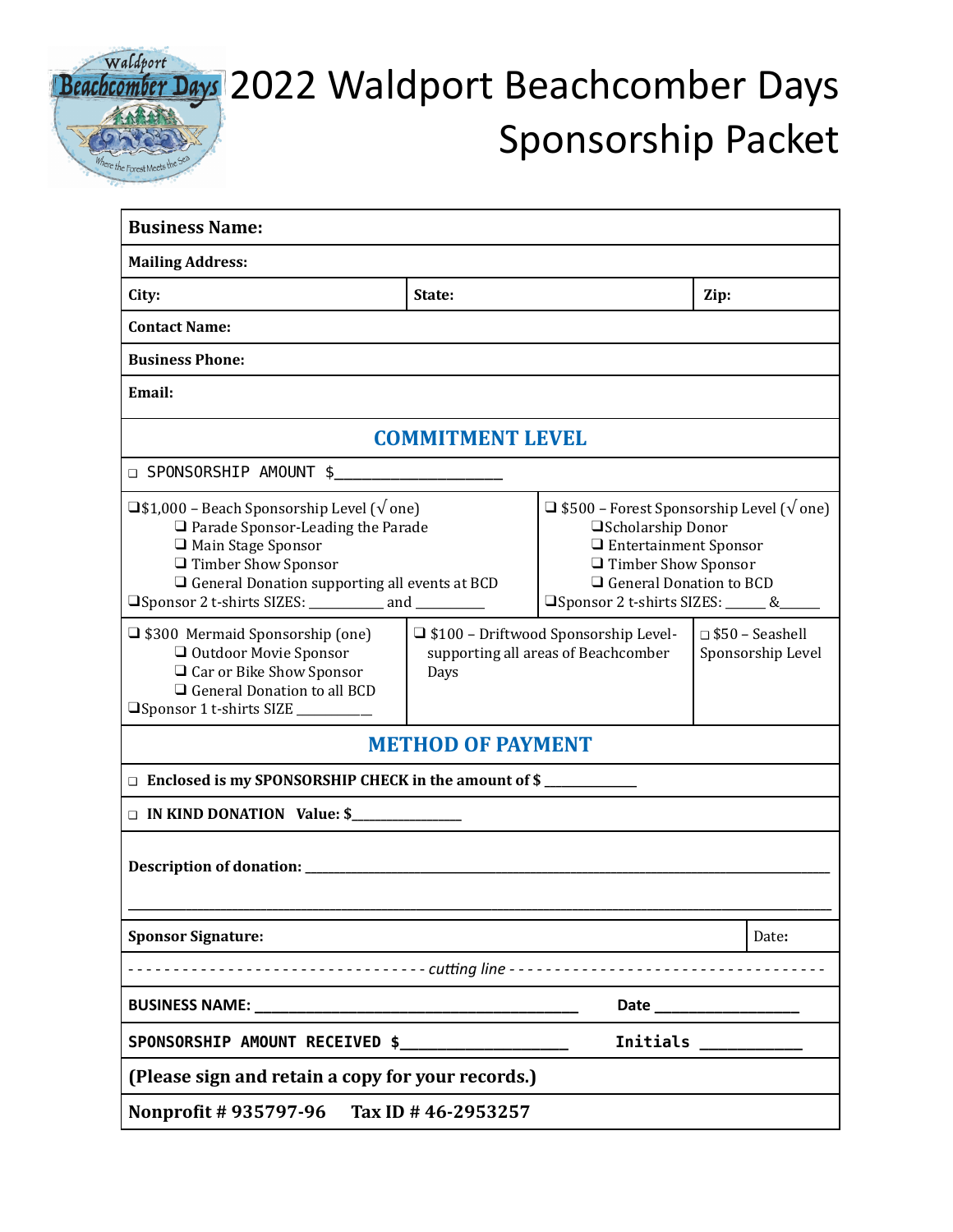# 2022 Waldport Beachcomber Days Sponsorship Packet

**Business Name:**

**Mailing Address:**

| | | |
|---|---|---|
| **City:** | **State:** | **Zip:** |

**Contact Name:**

**Business Phone:**

**Email:**

## COMMITMENT LEVEL

❑ SPONSORSHIP AMOUNT $____________________

❑ $1,000 – Beach Sponsorship Level (√ one)
- ❑ Parade Sponsor-Leading the Parade
- ❑ Main Stage Sponsor
- ❑ Timber Show Sponsor
- ❑ General Donation supporting all events at BCD

❑ Sponsor 2 t-shirts SIZES: __________ and __________

❑ $500 – Forest Sponsorship Level (√ one)
- ❑ Scholarship Donor
- ❑ Entertainment Sponsor
- ❑ Timber Show Sponsor
- ❑ General Donation to BCD

❑ Sponsor 2 t-shirts SIZES: ______ &______

❑ $300 Mermaid Sponsorship (one)
- ❑ Outdoor Movie Sponsor
- ❑ Car or Bike Show Sponsor
- ❑ General Donation to all BCD

❑ Sponsor 1 t-shirts SIZE __________

❑ $100 – Driftwood Sponsorship Level- supporting all areas of Beachcomber Days

❑ $50 – Seashell Sponsorship Level

## METHOD OF PAYMENT

❑ **Enclosed is my SPONSORSHIP CHECK in the amount of $** ____________

❑ **IN KIND DONATION Value: $**_______________

**Description of donation:** ____________________________________________________________

____________________________________________________________

| | |
|---|---|
| **Sponsor Signature:** | Date: |

- - - - - - - - - - - - - - - - - - - - - *cutting line* - - - - - - - - - - - - - - - - - - - - -

**BUSINESS NAME:** ________________________________________ **Date** __________________

**SPONSORSHIP AMOUNT RECEIVED $**___________________ **Initials** ____________

**(Please sign and retain a copy for your records.)**

**Nonprofit # 935797-96 Tax ID # 46-2953257**